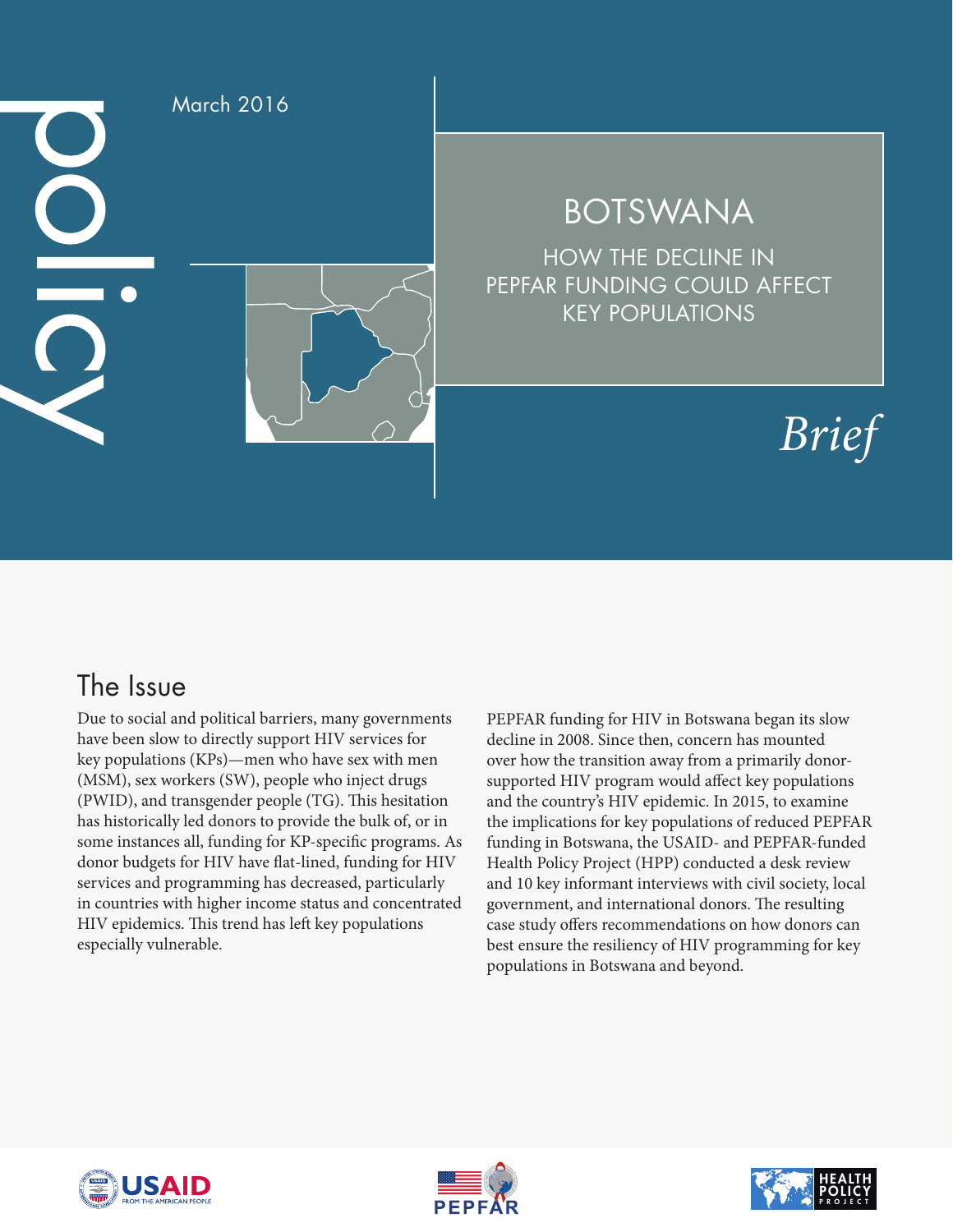policy

March 2016

# BOTSWANA

## HOW THE DECLINE IN PEPFAR FUNDING COULD AFFECT KEY POPULATIONS

*Brief*

## The Issue

Due to social and political barriers, many governments have been slow to directly support HIV services for key populations (KPs)—men who have sex with men (MSM), sex workers (SW), people who inject drugs (PWID), and transgender people (TG). This hesitation has historically led donors to provide the bulk of, or in some instances all, funding for KP-specific programs. As donor budgets for HIV have flat-lined, funding for HIV services and programming has decreased, particularly in countries with higher income status and concentrated HIV epidemics. This trend has left key populations especially vulnerable.

PEPFAR funding for HIV in Botswana began its slow decline in 2008. Since then, concern has mounted over how the transition away from a primarily donor-supported HIV program would affect key populations and the country's HIV epidemic. In 2015, to examine the implications for key populations of reduced PEPFAR funding in Botswana, the USAID- and PEPFAR-funded Health Policy Project (HPP) conducted a desk review and 10 key informant interviews with civil society, local government, and international donors. The resulting case study offers recommendations on how donors can best ensure the resiliency of HIV programming for key populations in Botswana and beyond.

USAID FROM THE AMERICAN PEOPLE

PEPFAR

HEALTH POLICY PROJECT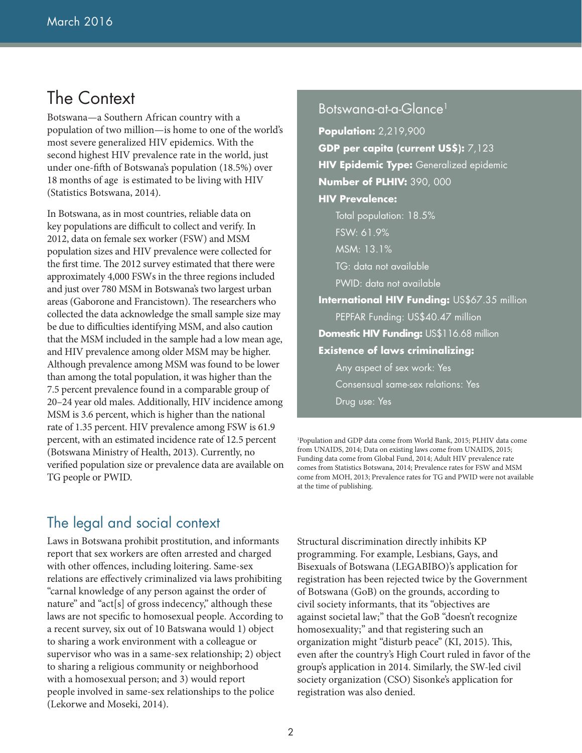## The Context

Botswana—a Southern African country with a population of two million—is home to one of the world's most severe generalized HIV epidemics. With the second highest HIV prevalence rate in the world, just under one-fifth of Botswana's population (18.5%) over 18 months of age is estimated to be living with HIV (Statistics Botswana, 2014).

In Botswana, as in most countries, reliable data on key populations are difficult to collect and verify. In 2012, data on female sex worker (FSW) and MSM population sizes and HIV prevalence were collected for the first time. The 2012 survey estimated that there were approximately 4,000 FSWs in the three regions included and just over 780 MSM in Botswana's two largest urban areas (Gaborone and Francistown). The researchers who collected the data acknowledge the small sample size may be due to difficulties identifying MSM, and also caution that the MSM included in the sample had a low mean age, and HIV prevalence among older MSM may be higher. Although prevalence among MSM was found to be lower than among the total population, it was higher than the 7.5 percent prevalence found in a comparable group of 20–24 year old males. Additionally, HIV incidence among MSM is 3.6 percent, which is higher than the national rate of 1.35 percent. HIV prevalence among FSW is 61.9 percent, with an estimated incidence rate of 12.5 percent (Botswana Ministry of Health, 2013). Currently, no verified population size or prevalence data are available on TG people or PWID.

### Botswana-at-a-Glance[1]

**Population:** 2,219,900

**GDP per capita (current US$):** 7,123

**HIV Epidemic Type:** Generalized epidemic

**Number of PLHIV:** 390, 000

**HIV Prevalence:**

- Total population: 18.5%
- FSW: 61.9%
- MSM: 13.1%
- TG: data not available
- PWID: data not available

**International HIV Funding:** US$67.35 million

- PEPFAR Funding: US$40.47 million

**Domestic HIV Funding:** US$116.68 million

**Existence of laws criminalizing:**

- Any aspect of sex work: Yes
- Consensual same-sex relations: Yes
- Drug use: Yes

[1]Population and GDP data come from World Bank, 2015; PLHIV data come from UNAIDS, 2014; Data on existing laws come from UNAIDS, 2015; Funding data come from Global Fund, 2014; Adult HIV prevalence rate comes from Statistics Botswana, 2014; Prevalence rates for FSW and MSM come from MOH, 2013; Prevalence rates for TG and PWID were not available at the time of publishing.

## The legal and social context

Laws in Botswana prohibit prostitution, and informants report that sex workers are often arrested and charged with other offences, including loitering. Same-sex relations are effectively criminalized via laws prohibiting "carnal knowledge of any person against the order of nature" and "act[s] of gross indecency," although these laws are not specific to homosexual people. According to a recent survey, six out of 10 Batswana would 1) object to sharing a work environment with a colleague or supervisor who was in a same-sex relationship; 2) object to sharing a religious community or neighborhood with a homosexual person; and 3) would report people involved in same-sex relationships to the police (Lekorwe and Moseki, 2014).

Structural discrimination directly inhibits KP programming. For example, Lesbians, Gays, and Bisexuals of Botswana (LEGABIBO)'s application for registration has been rejected twice by the Government of Botswana (GoB) on the grounds, according to civil society informants, that its "objectives are against societal law;" that the GoB "doesn't recognize homosexuality;" and that registering such an organization might "disturb peace" (KI, 2015). This, even after the country's High Court ruled in favor of the group's application in 2014. Similarly, the SW-led civil society organization (CSO) Sisonke's application for registration was also denied.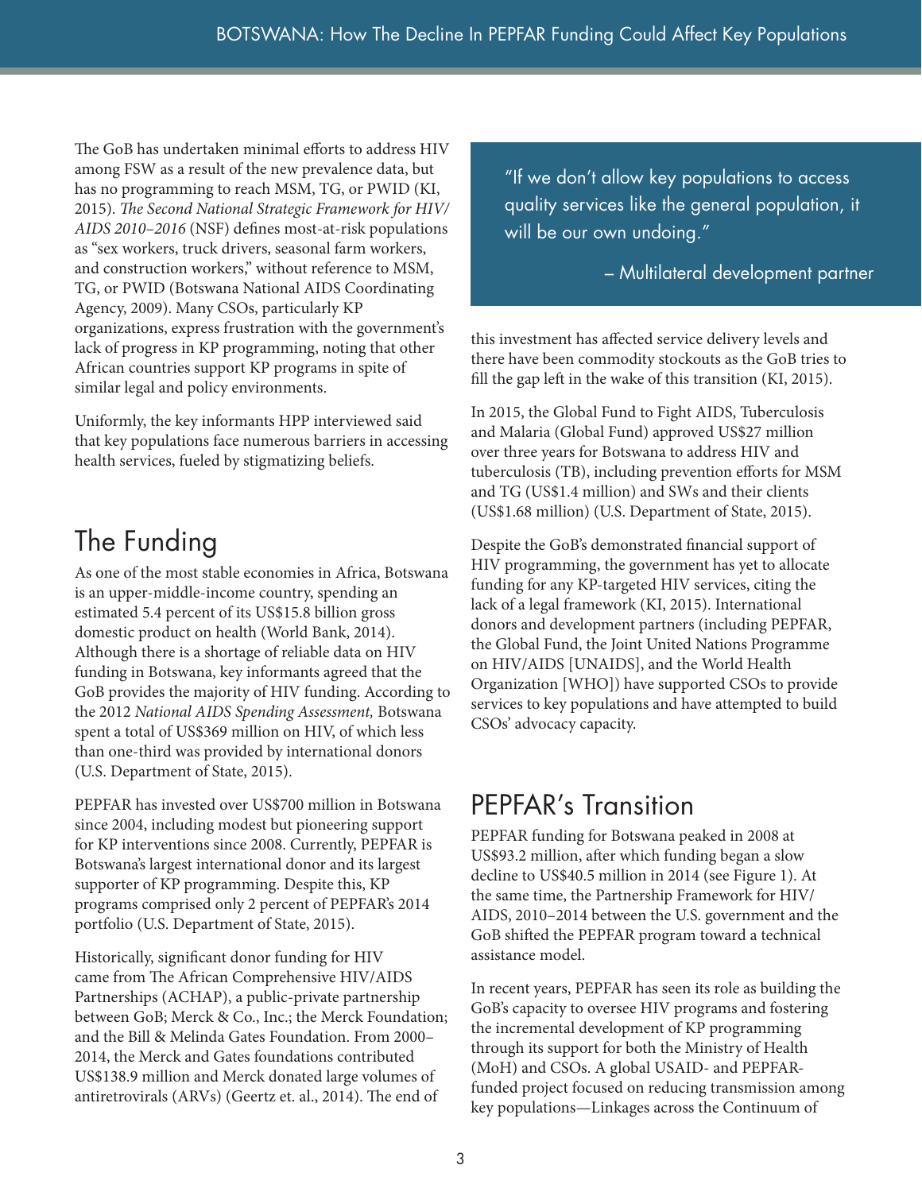The GoB has undertaken minimal efforts to address HIV among FSW as a result of the new prevalence data, but has no programming to reach MSM, TG, or PWID (KI, 2015). *The Second National Strategic Framework for HIV/AIDS 2010–2016* (NSF) defines most-at-risk populations as "sex workers, truck drivers, seasonal farm workers, and construction workers," without reference to MSM, TG, or PWID (Botswana National AIDS Coordinating Agency, 2009). Many CSOs, particularly KP organizations, express frustration with the government's lack of progress in KP programming, noting that other African countries support KP programs in spite of similar legal and policy environments.

Uniformly, the key informants HPP interviewed said that key populations face numerous barriers in accessing health services, fueled by stigmatizing beliefs.

> "If we don't allow key populations to access quality services like the general population, it will be our own undoing."
>
> – Multilateral development partner

## The Funding

As one of the most stable economies in Africa, Botswana is an upper-middle-income country, spending an estimated 5.4 percent of its US$15.8 billion gross domestic product on health (World Bank, 2014). Although there is a shortage of reliable data on HIV funding in Botswana, key informants agreed that the GoB provides the majority of HIV funding. According to the 2012 *National AIDS Spending Assessment,* Botswana spent a total of US$369 million on HIV, of which less than one-third was provided by international donors (U.S. Department of State, 2015).

PEPFAR has invested over US$700 million in Botswana since 2004, including modest but pioneering support for KP interventions since 2008. Currently, PEPFAR is Botswana's largest international donor and its largest supporter of KP programming. Despite this, KP programs comprised only 2 percent of PEPFAR's 2014 portfolio (U.S. Department of State, 2015).

Historically, significant donor funding for HIV came from The African Comprehensive HIV/AIDS Partnerships (ACHAP), a public-private partnership between GoB; Merck & Co., Inc.; the Merck Foundation; and the Bill & Melinda Gates Foundation. From 2000–2014, the Merck and Gates foundations contributed US$138.9 million and Merck donated large volumes of antiretrovirals (ARVs) (Geertz et. al., 2014). The end of this investment has affected service delivery levels and there have been commodity stockouts as the GoB tries to fill the gap left in the wake of this transition (KI, 2015).

In 2015, the Global Fund to Fight AIDS, Tuberculosis and Malaria (Global Fund) approved US$27 million over three years for Botswana to address HIV and tuberculosis (TB), including prevention efforts for MSM and TG (US$1.4 million) and SWs and their clients (US$1.68 million) (U.S. Department of State, 2015).

Despite the GoB's demonstrated financial support of HIV programming, the government has yet to allocate funding for any KP-targeted HIV services, citing the lack of a legal framework (KI, 2015). International donors and development partners (including PEPFAR, the Global Fund, the Joint United Nations Programme on HIV/AIDS [UNAIDS], and the World Health Organization [WHO]) have supported CSOs to provide services to key populations and have attempted to build CSOs' advocacy capacity.

## PEPFAR's Transition

PEPFAR funding for Botswana peaked in 2008 at US$93.2 million, after which funding began a slow decline to US$40.5 million in 2014 (see Figure 1). At the same time, the Partnership Framework for HIV/AIDS, 2010–2014 between the U.S. government and the GoB shifted the PEPFAR program toward a technical assistance model.

In recent years, PEPFAR has seen its role as building the GoB's capacity to oversee HIV programs and fostering the incremental development of KP programming through its support for both the Ministry of Health (MoH) and CSOs. A global USAID- and PEPFAR-funded project focused on reducing transmission among key populations—Linkages across the Continuum of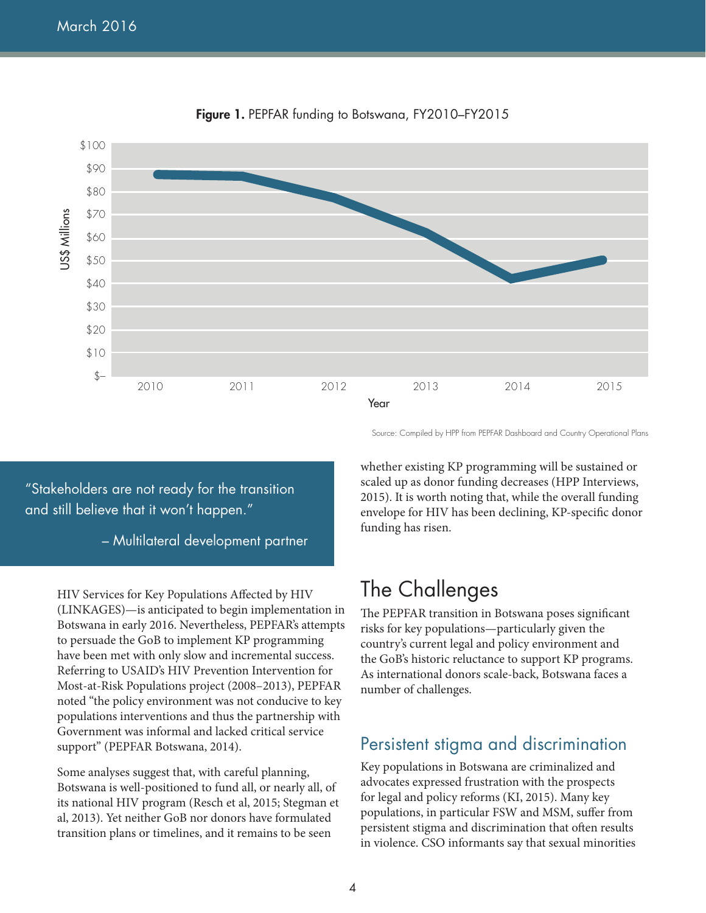**Figure 1.** PEPFAR funding to Botswana, FY2010–FY2015

Source: Compiled by HPP from PEPFAR Dashboard and Country Operational Plans

> "Stakeholders are not ready for the transition and still believe that it won't happen."
>
> – Multilateral development partner

HIV Services for Key Populations Affected by HIV (LINKAGES)—is anticipated to begin implementation in Botswana in early 2016. Nevertheless, PEPFAR's attempts to persuade the GoB to implement KP programming have been met with only slow and incremental success. Referring to USAID's HIV Prevention Intervention for Most-at-Risk Populations project (2008–2013), PEPFAR noted "the policy environment was not conducive to key populations interventions and thus the partnership with Government was informal and lacked critical service support" (PEPFAR Botswana, 2014).

Some analyses suggest that, with careful planning, Botswana is well-positioned to fund all, or nearly all, of its national HIV program (Resch et al, 2015; Stegman et al, 2013). Yet neither GoB nor donors have formulated transition plans or timelines, and it remains to be seen whether existing KP programming will be sustained or scaled up as donor funding decreases (HPP Interviews, 2015). It is worth noting that, while the overall funding envelope for HIV has been declining, KP-specific donor funding has risen.

# The Challenges

The PEPFAR transition in Botswana poses significant risks for key populations—particularly given the country's current legal and policy environment and the GoB's historic reluctance to support KP programs. As international donors scale-back, Botswana faces a number of challenges.

## Persistent stigma and discrimination

Key populations in Botswana are criminalized and advocates expressed frustration with the prospects for legal and policy reforms (KI, 2015). Many key populations, in particular FSW and MSM, suffer from persistent stigma and discrimination that often results in violence. CSO informants say that sexual minorities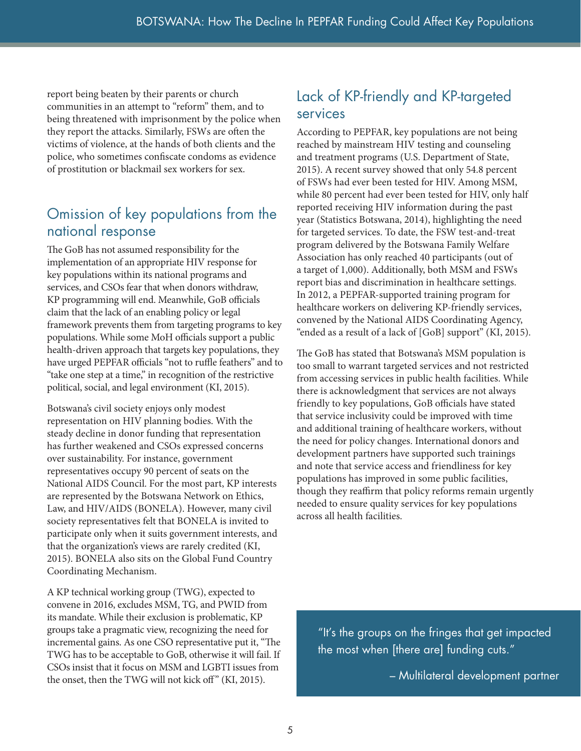report being beaten by their parents or church communities in an attempt to "reform" them, and to being threatened with imprisonment by the police when they report the attacks. Similarly, FSWs are often the victims of violence, at the hands of both clients and the police, who sometimes confiscate condoms as evidence of prostitution or blackmail sex workers for sex.

## Omission of key populations from the national response

The GoB has not assumed responsibility for the implementation of an appropriate HIV response for key populations within its national programs and services, and CSOs fear that when donors withdraw, KP programming will end. Meanwhile, GoB officials claim that the lack of an enabling policy or legal framework prevents them from targeting programs to key populations. While some MoH officials support a public health-driven approach that targets key populations, they have urged PEPFAR officials "not to ruffle feathers" and to "take one step at a time," in recognition of the restrictive political, social, and legal environment (KI, 2015).

Botswana's civil society enjoys only modest representation on HIV planning bodies. With the steady decline in donor funding that representation has further weakened and CSOs expressed concerns over sustainability. For instance, government representatives occupy 90 percent of seats on the National AIDS Council. For the most part, KP interests are represented by the Botswana Network on Ethics, Law, and HIV/AIDS (BONELA). However, many civil society representatives felt that BONELA is invited to participate only when it suits government interests, and that the organization's views are rarely credited (KI, 2015). BONELA also sits on the Global Fund Country Coordinating Mechanism.

A KP technical working group (TWG), expected to convene in 2016, excludes MSM, TG, and PWID from its mandate. While their exclusion is problematic, KP groups take a pragmatic view, recognizing the need for incremental gains. As one CSO representative put it, "The TWG has to be acceptable to GoB, otherwise it will fail. If CSOs insist that it focus on MSM and LGBTI issues from the onset, then the TWG will not kick off" (KI, 2015).

## Lack of KP-friendly and KP-targeted services

According to PEPFAR, key populations are not being reached by mainstream HIV testing and counseling and treatment programs (U.S. Department of State, 2015). A recent survey showed that only 54.8 percent of FSWs had ever been tested for HIV. Among MSM, while 80 percent had ever been tested for HIV, only half reported receiving HIV information during the past year (Statistics Botswana, 2014), highlighting the need for targeted services. To date, the FSW test-and-treat program delivered by the Botswana Family Welfare Association has only reached 40 participants (out of a target of 1,000). Additionally, both MSM and FSWs report bias and discrimination in healthcare settings. In 2012, a PEPFAR-supported training program for healthcare workers on delivering KP-friendly services, convened by the National AIDS Coordinating Agency, "ended as a result of a lack of [GoB] support" (KI, 2015).

The GoB has stated that Botswana's MSM population is too small to warrant targeted services and not restricted from accessing services in public health facilities. While there is acknowledgment that services are not always friendly to key populations, GoB officials have stated that service inclusivity could be improved with time and additional training of healthcare workers, without the need for policy changes. International donors and development partners have supported such trainings and note that service access and friendliness for key populations has improved in some public facilities, though they reaffirm that policy reforms remain urgently needed to ensure quality services for key populations across all health facilities.

> "It's the groups on the fringes that get impacted the most when [there are] funding cuts."
>
> – Multilateral development partner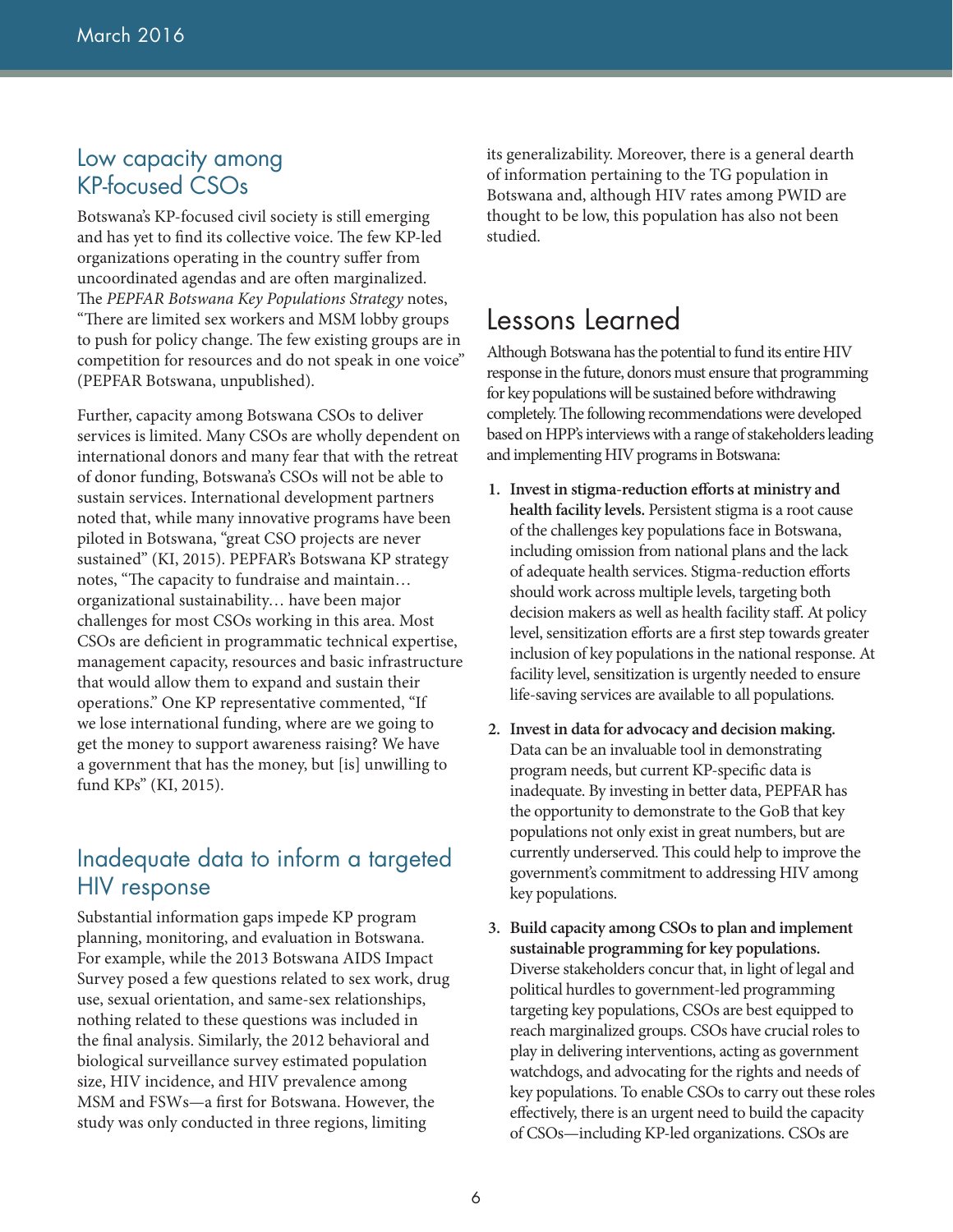## Low capacity among KP-focused CSOs

Botswana's KP-focused civil society is still emerging and has yet to find its collective voice. The few KP-led organizations operating in the country suffer from uncoordinated agendas and are often marginalized. The *PEPFAR Botswana Key Populations Strategy* notes, "There are limited sex workers and MSM lobby groups to push for policy change. The few existing groups are in competition for resources and do not speak in one voice" (PEPFAR Botswana, unpublished).

Further, capacity among Botswana CSOs to deliver services is limited. Many CSOs are wholly dependent on international donors and many fear that with the retreat of donor funding, Botswana's CSOs will not be able to sustain services. International development partners noted that, while many innovative programs have been piloted in Botswana, "great CSO projects are never sustained" (KI, 2015). PEPFAR's Botswana KP strategy notes, "The capacity to fundraise and maintain… organizational sustainability… have been major challenges for most CSOs working in this area. Most CSOs are deficient in programmatic technical expertise, management capacity, resources and basic infrastructure that would allow them to expand and sustain their operations." One KP representative commented, "If we lose international funding, where are we going to get the money to support awareness raising? We have a government that has the money, but [is] unwilling to fund KPs" (KI, 2015).

## Inadequate data to inform a targeted HIV response

Substantial information gaps impede KP program planning, monitoring, and evaluation in Botswana. For example, while the 2013 Botswana AIDS Impact Survey posed a few questions related to sex work, drug use, sexual orientation, and same-sex relationships, nothing related to these questions was included in the final analysis. Similarly, the 2012 behavioral and biological surveillance survey estimated population size, HIV incidence, and HIV prevalence among MSM and FSWs—a first for Botswana. However, the study was only conducted in three regions, limiting its generalizability. Moreover, there is a general dearth of information pertaining to the TG population in Botswana and, although HIV rates among PWID are thought to be low, this population has also not been studied.

# Lessons Learned

Although Botswana has the potential to fund its entire HIV response in the future, donors must ensure that programming for key populations will be sustained before withdrawing completely. The following recommendations were developed based on HPP's interviews with a range of stakeholders leading and implementing HIV programs in Botswana:

1. **Invest in stigma-reduction efforts at ministry and health facility levels.** Persistent stigma is a root cause of the challenges key populations face in Botswana, including omission from national plans and the lack of adequate health services. Stigma-reduction efforts should work across multiple levels, targeting both decision makers as well as health facility staff. At policy level, sensitization efforts are a first step towards greater inclusion of key populations in the national response. At facility level, sensitization is urgently needed to ensure life-saving services are available to all populations.

2. **Invest in data for advocacy and decision making.** Data can be an invaluable tool in demonstrating program needs, but current KP-specific data is inadequate. By investing in better data, PEPFAR has the opportunity to demonstrate to the GoB that key populations not only exist in great numbers, but are currently underserved. This could help to improve the government's commitment to addressing HIV among key populations.

3. **Build capacity among CSOs to plan and implement sustainable programming for key populations.** Diverse stakeholders concur that, in light of legal and political hurdles to government-led programming targeting key populations, CSOs are best equipped to reach marginalized groups. CSOs have crucial roles to play in delivering interventions, acting as government watchdogs, and advocating for the rights and needs of key populations. To enable CSOs to carry out these roles effectively, there is an urgent need to build the capacity of CSOs—including KP-led organizations. CSOs are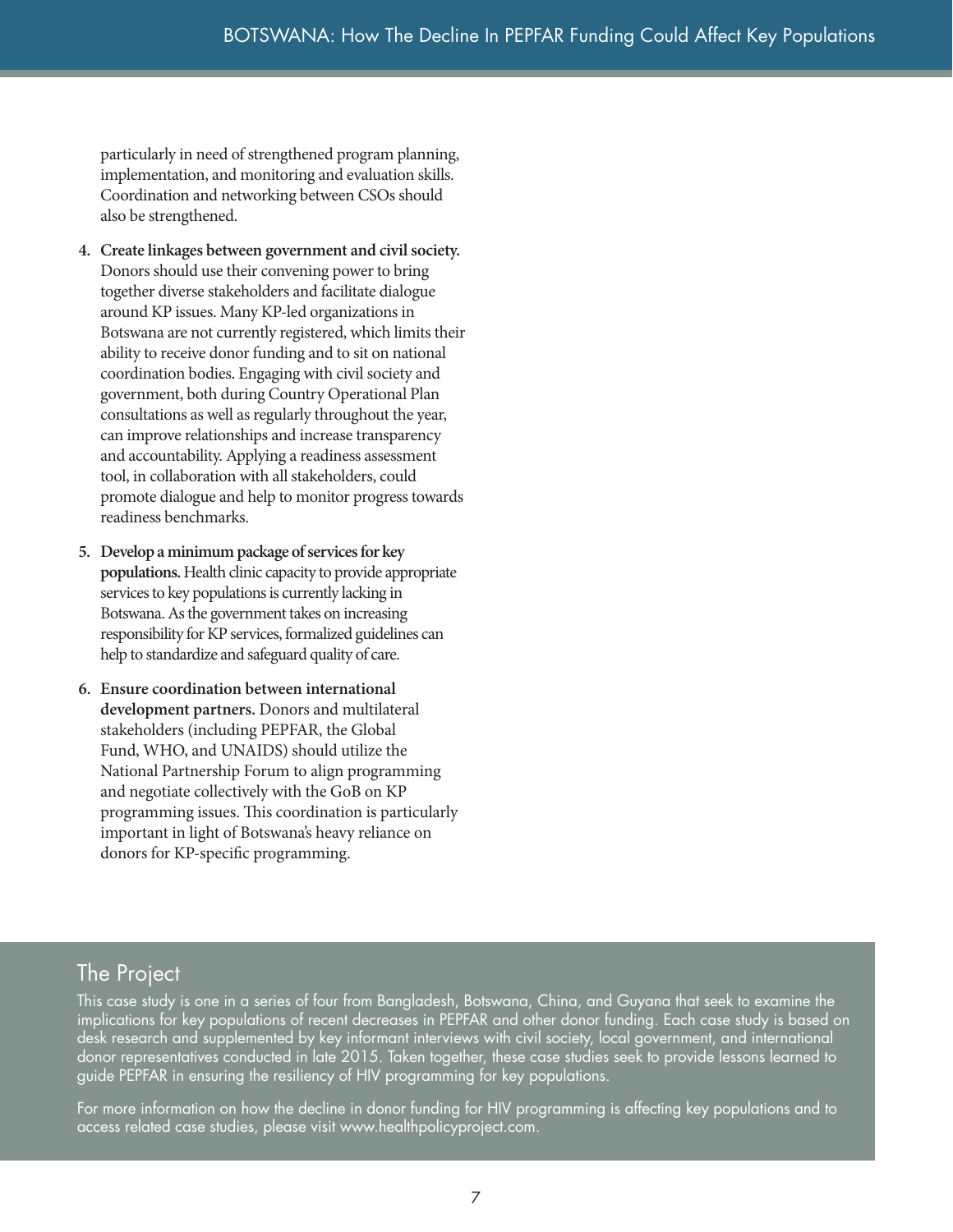particularly in need of strengthened program planning, implementation, and monitoring and evaluation skills. Coordination and networking between CSOs should also be strengthened.

4. **Create linkages between government and civil society.** Donors should use their convening power to bring together diverse stakeholders and facilitate dialogue around KP issues. Many KP-led organizations in Botswana are not currently registered, which limits their ability to receive donor funding and to sit on national coordination bodies. Engaging with civil society and government, both during Country Operational Plan consultations as well as regularly throughout the year, can improve relationships and increase transparency and accountability. Applying a readiness assessment tool, in collaboration with all stakeholders, could promote dialogue and help to monitor progress towards readiness benchmarks.

5. **Develop a minimum package of services for key populations.** Health clinic capacity to provide appropriate services to key populations is currently lacking in Botswana. As the government takes on increasing responsibility for KP services, formalized guidelines can help to standardize and safeguard quality of care.

6. **Ensure coordination between international development partners.** Donors and multilateral stakeholders (including PEPFAR, the Global Fund, WHO, and UNAIDS) should utilize the National Partnership Forum to align programming and negotiate collectively with the GoB on KP programming issues. This coordination is particularly important in light of Botswana's heavy reliance on donors for KP-specific programming.

## The Project

This case study is one in a series of four from Bangladesh, Botswana, China, and Guyana that seek to examine the implications for key populations of recent decreases in PEPFAR and other donor funding. Each case study is based on desk research and supplemented by key informant interviews with civil society, local government, and international donor representatives conducted in late 2015. Taken together, these case studies seek to provide lessons learned to guide PEPFAR in ensuring the resiliency of HIV programming for key populations.

For more information on how the decline in donor funding for HIV programming is affecting key populations and to access related case studies, please visit www.healthpolicyproject.com.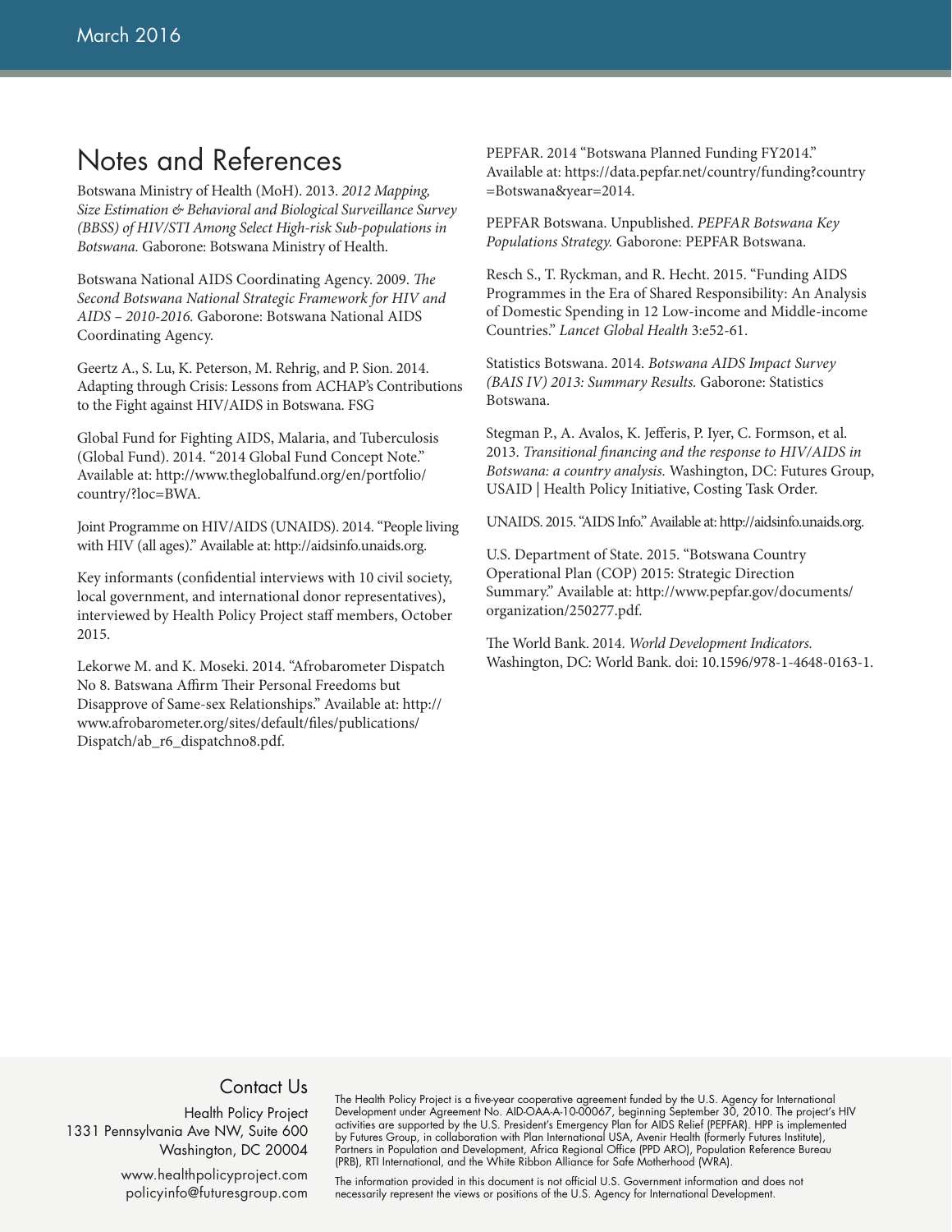# Notes and References

Botswana Ministry of Health (MoH). 2013. *2012 Mapping, Size Estimation & Behavioral and Biological Surveillance Survey (BBSS) of HIV/STI Among Select High-risk Sub-populations in Botswana.* Gaborone: Botswana Ministry of Health.

Botswana National AIDS Coordinating Agency. 2009. *The Second Botswana National Strategic Framework for HIV and AIDS – 2010-2016.* Gaborone: Botswana National AIDS Coordinating Agency.

Geertz A., S. Lu, K. Peterson, M. Rehrig, and P. Sion. 2014. Adapting through Crisis: Lessons from ACHAP's Contributions to the Fight against HIV/AIDS in Botswana. FSG

Global Fund for Fighting AIDS, Malaria, and Tuberculosis (Global Fund). 2014. "2014 Global Fund Concept Note." Available at: http://www.theglobalfund.org/en/portfolio/country/?loc=BWA.

Joint Programme on HIV/AIDS (UNAIDS). 2014. "People living with HIV (all ages)." Available at: http://aidsinfo.unaids.org.

Key informants (confidential interviews with 10 civil society, local government, and international donor representatives), interviewed by Health Policy Project staff members, October 2015.

Lekorwe M. and K. Moseki. 2014. "Afrobarometer Dispatch No 8. Batswana Affirm Their Personal Freedoms but Disapprove of Same-sex Relationships." Available at: http://www.afrobarometer.org/sites/default/files/publications/Dispatch/ab_r6_dispatchno8.pdf.

PEPFAR. 2014 "Botswana Planned Funding FY2014." Available at: https://data.pepfar.net/country/funding?country=Botswana&year=2014.

PEPFAR Botswana. Unpublished. *PEPFAR Botswana Key Populations Strategy.* Gaborone: PEPFAR Botswana.

Resch S., T. Ryckman, and R. Hecht. 2015. "Funding AIDS Programmes in the Era of Shared Responsibility: An Analysis of Domestic Spending in 12 Low-income and Middle-income Countries." *Lancet Global Health* 3:e52-61.

Statistics Botswana. 2014. *Botswana AIDS Impact Survey (BAIS IV) 2013: Summary Results.* Gaborone: Statistics Botswana.

Stegman P., A. Avalos, K. Jefferis, P. Iyer, C. Formson, et al. 2013. *Transitional financing and the response to HIV/AIDS in Botswana: a country analysis.* Washington, DC: Futures Group, USAID | Health Policy Initiative, Costing Task Order.

UNAIDS. 2015. "AIDS Info." Available at: http://aidsinfo.unaids.org.

U.S. Department of State. 2015. "Botswana Country Operational Plan (COP) 2015: Strategic Direction Summary." Available at: http://www.pepfar.gov/documents/organization/250277.pdf.

The World Bank. 2014. *World Development Indicators.* Washington, DC: World Bank. doi: 10.1596/978-1-4648-0163-1.

## Contact Us

Health Policy Project
1331 Pennsylvania Ave NW, Suite 600
Washington, DC 20004

www.healthpolicyproject.com
policyinfo@futuresgroup.com

The Health Policy Project is a five-year cooperative agreement funded by the U.S. Agency for International Development under Agreement No. AID-OAA-A-10-00067, beginning September 30, 2010. The project's HIV activities are supported by the U.S. President's Emergency Plan for AIDS Relief (PEPFAR). HPP is implemented by Futures Group, in collaboration with Plan International USA, Avenir Health (formerly Futures Institute), Partners in Population and Development, Africa Regional Office (PPD ARO), Population Reference Bureau (PRB), RTI International, and the White Ribbon Alliance for Safe Motherhood (WRA).

The information provided in this document is not official U.S. Government information and does not necessarily represent the views or positions of the U.S. Agency for International Development.